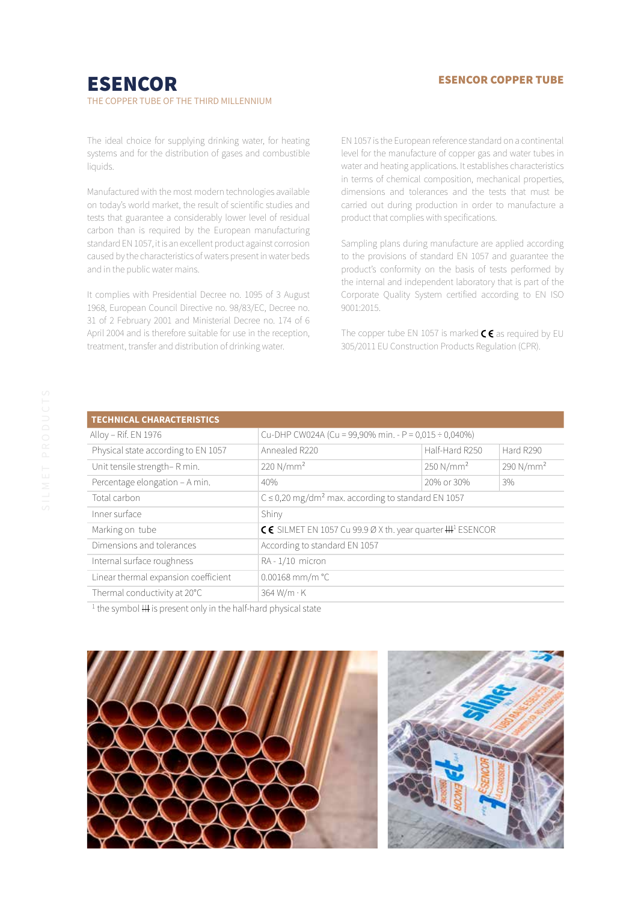# ESENCOR

THE COPPER TUBE OF THE THIRD MILLENNIUM

## ESENCOR COPPER TUBE

The ideal choice for supplying drinking water, for heating systems and for the distribution of gases and combustible liquids.

Manufactured with the most modern technologies available on today's world market, the result of scientific studies and tests that guarantee a considerably lower level of residual carbon than is required by the European manufacturing standard EN 1057, it is an excellent product against corrosion caused by the characteristics of waters present in water beds and in the public water mains.

It complies with Presidential Decree no. 1095 of 3 August 1968, European Council Directive no. 98/83/EC, Decree no. 31 of 2 February 2001 and Ministerial Decree no. 174 of 6 April 2004 and is therefore suitable for use in the reception, treatment, transfer and distribution of drinking water.

EN 1057 is the European reference standard on a continental level for the manufacture of copper gas and water tubes in water and heating applications. It establishes characteristics in terms of chemical composition, mechanical properties, dimensions and tolerances and the tests that must be carried out during production in order to manufacture a product that complies with specifications.

Sampling plans during manufacture are applied according to the provisions of standard EN 1057 and guarantee the product's conformity on the basis of tests performed by the internal and independent laboratory that is part of the Corporate Quality System certified according to EN ISO 9001:2015.

The copper tube EN 1057 is marked CE as required by EU 305/2011 EU Construction Products Regulation (CPR).

| TECHNICAL CHARACTERISTICS | | | |
|---|---|---|---|
| Alloy – Rif. EN 1976 | Cu-DHP CW024A (Cu = 99,90% min. - P = 0,015 ÷ 0,040%) | | |
| Physical state according to EN 1057 | Annealed R220 | Half-Hard R250 | Hard R290 |
| Unit tensile strength– R min. | 220 N/mm² | 250 N/mm² | 290 N/mm² |
| Percentage elongation – A min. | 40% | 20% or 30% | 3% |
| Total carbon | C ≤ 0,20 mg/dm² max. according to standard EN 1057 | | |
| Inner surface | Shiny | | |
| Marking on tube | CE SILMET EN 1057 Cu 99.9 Ø X th. year quarter ⵥ[1] ESENCOR | | |
| Dimensions and tolerances | According to standard EN 1057 | | |
| Internal surface roughness | RA - 1/10 micron | | |
| Linear thermal expansion coefficient | 0.00168 mm/m °C | | |
| Thermal conductivity at 20°C | 364 W/m · K | | |

[1] the symbol ⵥ is present only in the half-hard physical state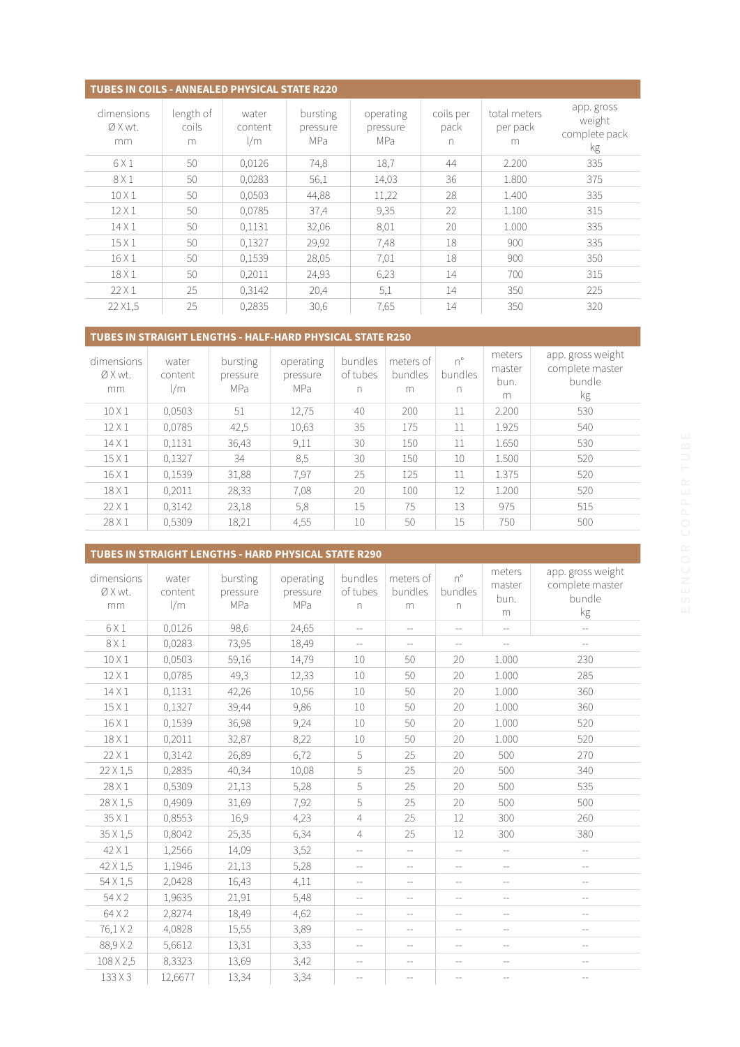## TUBES IN COILS - ANNEALED PHYSICAL STATE R220

| dimensions Ø X wt. mm | length of coils m | water content l/m | bursting pressure MPa | operating pressure MPa | coils per pack n | total meters per pack m | app. gross weight complete pack kg |
|---|---|---|---|---|---|---|---|
| 6 X 1 | 50 | 0,0126 | 74,8 | 18,7 | 44 | 2.200 | 335 |
| 8 X 1 | 50 | 0,0283 | 56,1 | 14,03 | 36 | 1.800 | 375 |
| 10 X 1 | 50 | 0,0503 | 44,88 | 11,22 | 28 | 1.400 | 335 |
| 12 X 1 | 50 | 0,0785 | 37,4 | 9,35 | 22 | 1.100 | 315 |
| 14 X 1 | 50 | 0,1131 | 32,06 | 8,01 | 20 | 1.000 | 335 |
| 15 X 1 | 50 | 0,1327 | 29,92 | 7,48 | 18 | 900 | 335 |
| 16 X 1 | 50 | 0,1539 | 28,05 | 7,01 | 18 | 900 | 350 |
| 18 X 1 | 50 | 0,2011 | 24,93 | 6,23 | 14 | 700 | 315 |
| 22 X 1 | 25 | 0,3142 | 20,4 | 5,1 | 14 | 350 | 225 |
| 22 X1,5 | 25 | 0,2835 | 30,6 | 7,65 | 14 | 350 | 320 |

## TUBES IN STRAIGHT LENGTHS - HALF-HARD PHYSICAL STATE R250

| dimensions Ø X wt. mm | water content l/m | bursting pressure MPa | operating pressure MPa | bundles of tubes n | meters of bundles m | n° bundles n | meters master bun. m | app. gross weight complete master bundle kg |
|---|---|---|---|---|---|---|---|---|
| 10 X 1 | 0,0503 | 51 | 12,75 | 40 | 200 | 11 | 2.200 | 530 |
| 12 X 1 | 0,0785 | 42,5 | 10,63 | 35 | 175 | 11 | 1.925 | 540 |
| 14 X 1 | 0,1131 | 36,43 | 9,11 | 30 | 150 | 11 | 1.650 | 530 |
| 15 X 1 | 0,1327 | 34 | 8,5 | 30 | 150 | 10 | 1.500 | 520 |
| 16 X 1 | 0,1539 | 31,88 | 7,97 | 25 | 125 | 11 | 1.375 | 520 |
| 18 X 1 | 0,2011 | 28,33 | 7,08 | 20 | 100 | 12 | 1.200 | 520 |
| 22 X 1 | 0,3142 | 23,18 | 5,8 | 15 | 75 | 13 | 975 | 515 |
| 28 X 1 | 0,5309 | 18,21 | 4,55 | 10 | 50 | 15 | 750 | 500 |

## TUBES IN STRAIGHT LENGTHS - HARD PHYSICAL STATE R290

| dimensions Ø X wt. mm | water content l/m | bursting pressure MPa | operating pressure MPa | bundles of tubes n | meters of bundles m | n° bundles n | meters master bun. m | app. gross weight complete master bundle kg |
|---|---|---|---|---|---|---|---|---|
| 6 X 1 | 0,0126 | 98,6 | 24,65 | -- | -- | -- | -- | -- |
| 8 X 1 | 0,0283 | 73,95 | 18,49 | -- | -- | -- | -- | -- |
| 10 X 1 | 0,0503 | 59,16 | 14,79 | 10 | 50 | 20 | 1.000 | 230 |
| 12 X 1 | 0,0785 | 49,3 | 12,33 | 10 | 50 | 20 | 1.000 | 285 |
| 14 X 1 | 0,1131 | 42,26 | 10,56 | 10 | 50 | 20 | 1.000 | 360 |
| 15 X 1 | 0,1327 | 39,44 | 9,86 | 10 | 50 | 20 | 1.000 | 360 |
| 16 X 1 | 0,1539 | 36,98 | 9,24 | 10 | 50 | 20 | 1.000 | 520 |
| 18 X 1 | 0,2011 | 32,87 | 8,22 | 10 | 50 | 20 | 1.000 | 520 |
| 22 X 1 | 0,3142 | 26,89 | 6,72 | 5 | 25 | 20 | 500 | 270 |
| 22 X 1,5 | 0,2835 | 40,34 | 10,08 | 5 | 25 | 20 | 500 | 340 |
| 28 X 1 | 0,5309 | 21,13 | 5,28 | 5 | 25 | 20 | 500 | 535 |
| 28 X 1,5 | 0,4909 | 31,69 | 7,92 | 5 | 25 | 20 | 500 | 500 |
| 35 X 1 | 0,8553 | 16,9 | 4,23 | 4 | 25 | 12 | 300 | 260 |
| 35 X 1,5 | 0,8042 | 25,35 | 6,34 | 4 | 25 | 12 | 300 | 380 |
| 42 X 1 | 1,2566 | 14,09 | 3,52 | -- | -- | -- | -- | -- |
| 42 X 1,5 | 1,1946 | 21,13 | 5,28 | -- | -- | -- | -- | -- |
| 54 X 1,5 | 2,0428 | 16,43 | 4,11 | -- | -- | -- | -- | -- |
| 54 X 2 | 1,9635 | 21,91 | 5,48 | -- | -- | -- | -- | -- |
| 64 X 2 | 2,8274 | 18,49 | 4,62 | -- | -- | -- | -- | -- |
| 76,1 X 2 | 4,0828 | 15,55 | 3,89 | -- | -- | -- | -- | -- |
| 88,9 X 2 | 5,6612 | 13,31 | 3,33 | -- | -- | -- | -- | -- |
| 108 X 2,5 | 8,3323 | 13,69 | 3,42 | -- | -- | -- | -- | -- |
| 133 X 3 | 12,6677 | 13,34 | 3,34 | -- | -- | -- | -- | -- |